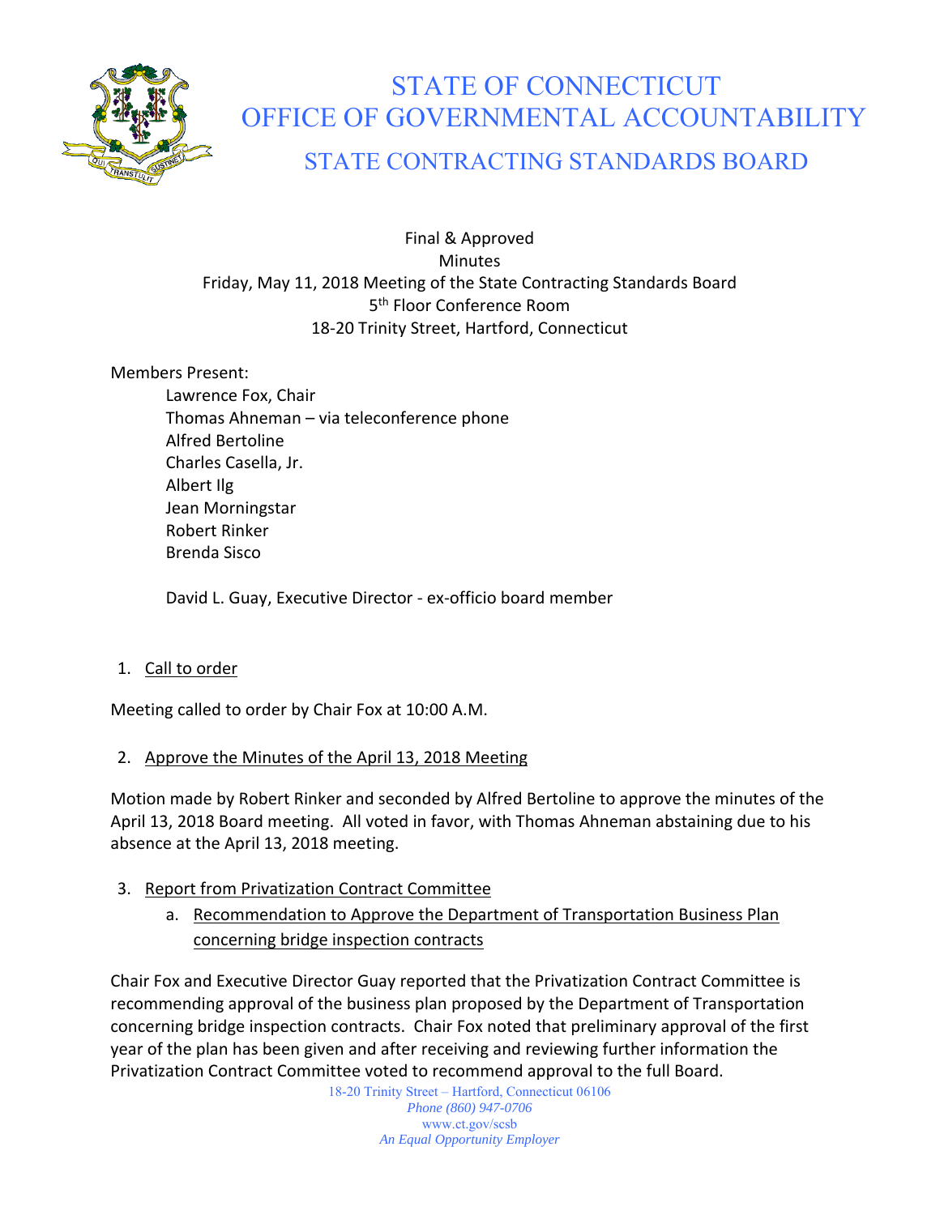# STATE OF CONNECTICUT
# OFFICE OF GOVERNMENTAL ACCOUNTABILITY
## STATE CONTRACTING STANDARDS BOARD

Final & Approved
Minutes
Friday, May 11, 2018 Meeting of the State Contracting Standards Board
5th Floor Conference Room
18-20 Trinity Street, Hartford, Connecticut

Members Present:

- Lawrence Fox, Chair
- Thomas Ahneman – via teleconference phone
- Alfred Bertoline
- Charles Casella, Jr.
- Albert Ilg
- Jean Morningstar
- Robert Rinker
- Brenda Sisco

David L. Guay, Executive Director - ex-officio board member

1. Call to order

Meeting called to order by Chair Fox at 10:00 A.M.

2. Approve the Minutes of the April 13, 2018 Meeting

Motion made by Robert Rinker and seconded by Alfred Bertoline to approve the minutes of the April 13, 2018 Board meeting. All voted in favor, with Thomas Ahneman abstaining due to his absence at the April 13, 2018 meeting.

3. Report from Privatization Contract Committee
    a. Recommendation to Approve the Department of Transportation Business Plan concerning bridge inspection contracts

Chair Fox and Executive Director Guay reported that the Privatization Contract Committee is recommending approval of the business plan proposed by the Department of Transportation concerning bridge inspection contracts. Chair Fox noted that preliminary approval of the first year of the plan has been given and after receiving and reviewing further information the Privatization Contract Committee voted to recommend approval to the full Board.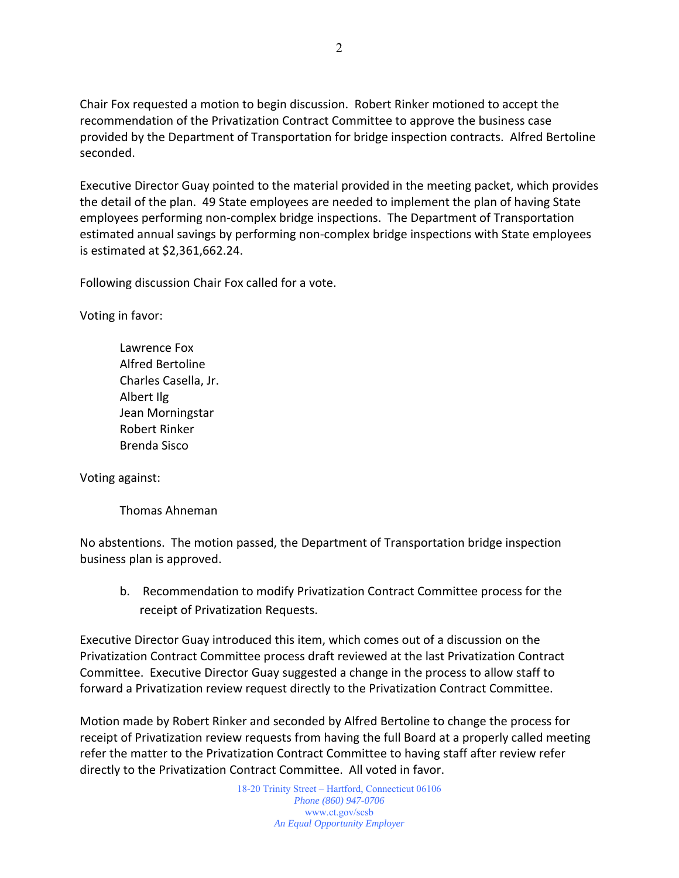Chair Fox requested a motion to begin discussion. Robert Rinker motioned to accept the recommendation of the Privatization Contract Committee to approve the business case provided by the Department of Transportation for bridge inspection contracts. Alfred Bertoline seconded.

Executive Director Guay pointed to the material provided in the meeting packet, which provides the detail of the plan. 49 State employees are needed to implement the plan of having State employees performing non-complex bridge inspections. The Department of Transportation estimated annual savings by performing non-complex bridge inspections with State employees is estimated at $2,361,662.24.

Following discussion Chair Fox called for a vote.

Voting in favor:

Lawrence Fox
Alfred Bertoline
Charles Casella, Jr.
Albert Ilg
Jean Morningstar
Robert Rinker
Brenda Sisco

Voting against:

Thomas Ahneman

No abstentions. The motion passed, the Department of Transportation bridge inspection business plan is approved.

b. Recommendation to modify Privatization Contract Committee process for the receipt of Privatization Requests.

Executive Director Guay introduced this item, which comes out of a discussion on the Privatization Contract Committee process draft reviewed at the last Privatization Contract Committee. Executive Director Guay suggested a change in the process to allow staff to forward a Privatization review request directly to the Privatization Contract Committee.

Motion made by Robert Rinker and seconded by Alfred Bertoline to change the process for receipt of Privatization review requests from having the full Board at a properly called meeting refer the matter to the Privatization Contract Committee to having staff after review refer directly to the Privatization Contract Committee. All voted in favor.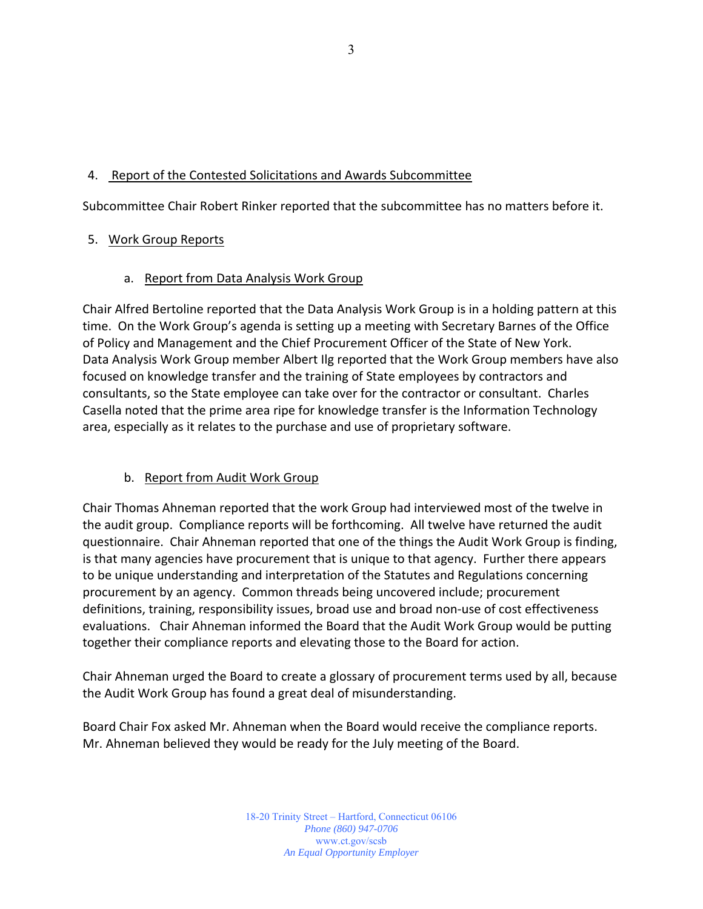4. Report of the Contested Solicitations and Awards Subcommittee

Subcommittee Chair Robert Rinker reported that the subcommittee has no matters before it.

5. Work Group Reports

a. Report from Data Analysis Work Group

Chair Alfred Bertoline reported that the Data Analysis Work Group is in a holding pattern at this time. On the Work Group's agenda is setting up a meeting with Secretary Barnes of the Office of Policy and Management and the Chief Procurement Officer of the State of New York. Data Analysis Work Group member Albert Ilg reported that the Work Group members have also focused on knowledge transfer and the training of State employees by contractors and consultants, so the State employee can take over for the contractor or consultant. Charles Casella noted that the prime area ripe for knowledge transfer is the Information Technology area, especially as it relates to the purchase and use of proprietary software.

b. Report from Audit Work Group

Chair Thomas Ahneman reported that the work Group had interviewed most of the twelve in the audit group. Compliance reports will be forthcoming. All twelve have returned the audit questionnaire. Chair Ahneman reported that one of the things the Audit Work Group is finding, is that many agencies have procurement that is unique to that agency. Further there appears to be unique understanding and interpretation of the Statutes and Regulations concerning procurement by an agency. Common threads being uncovered include; procurement definitions, training, responsibility issues, broad use and broad non-use of cost effectiveness evaluations. Chair Ahneman informed the Board that the Audit Work Group would be putting together their compliance reports and elevating those to the Board for action.

Chair Ahneman urged the Board to create a glossary of procurement terms used by all, because the Audit Work Group has found a great deal of misunderstanding.

Board Chair Fox asked Mr. Ahneman when the Board would receive the compliance reports. Mr. Ahneman believed they would be ready for the July meeting of the Board.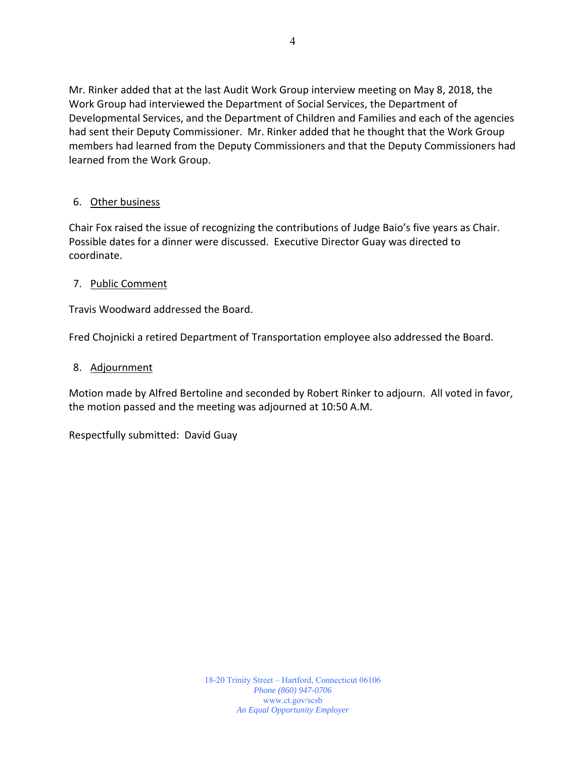Mr. Rinker added that at the last Audit Work Group interview meeting on May 8, 2018, the Work Group had interviewed the Department of Social Services, the Department of Developmental Services, and the Department of Children and Families and each of the agencies had sent their Deputy Commissioner. Mr. Rinker added that he thought that the Work Group members had learned from the Deputy Commissioners and that the Deputy Commissioners had learned from the Work Group.

6. Other business

Chair Fox raised the issue of recognizing the contributions of Judge Baio's five years as Chair. Possible dates for a dinner were discussed. Executive Director Guay was directed to coordinate.

7. Public Comment

Travis Woodward addressed the Board.

Fred Chojnicki a retired Department of Transportation employee also addressed the Board.

8. Adjournment

Motion made by Alfred Bertoline and seconded by Robert Rinker to adjourn. All voted in favor, the motion passed and the meeting was adjourned at 10:50 A.M.

Respectfully submitted: David Guay

18-20 Trinity Street – Hartford, Connecticut 06106
*Phone (860) 947-0706*
www.ct.gov/scsb
*An Equal Opportunity Employer*